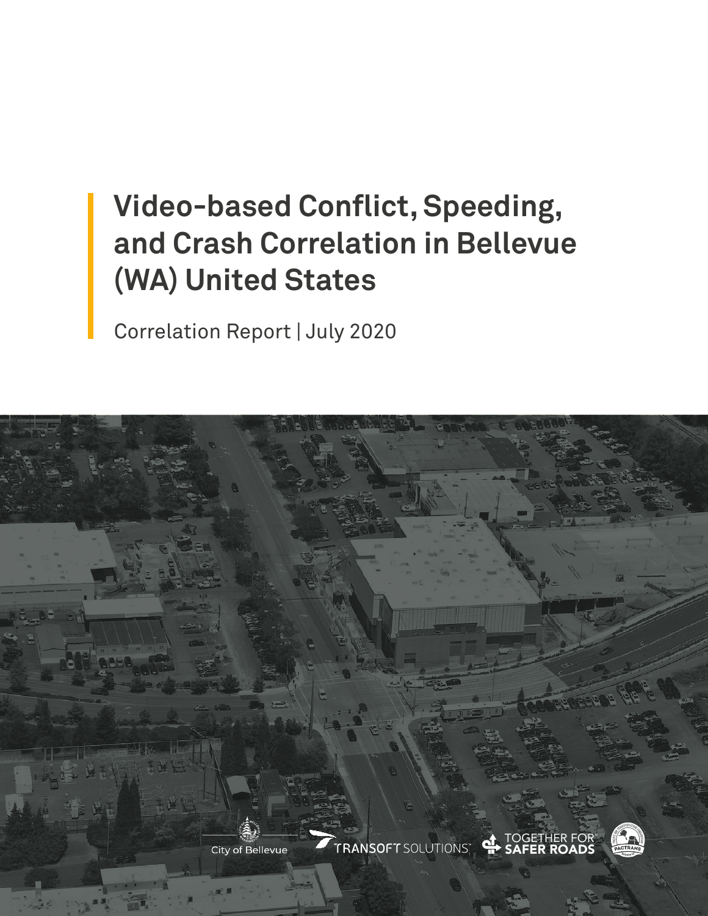# Video-based Conflict, Speeding, and Crash Correlation in Bellevue (WA) United States

Correlation Report | July 2020

City of Bellevue

TRANSOFT SOLUTIONS

TOGETHER FOR SAFER ROADS

PACTRANS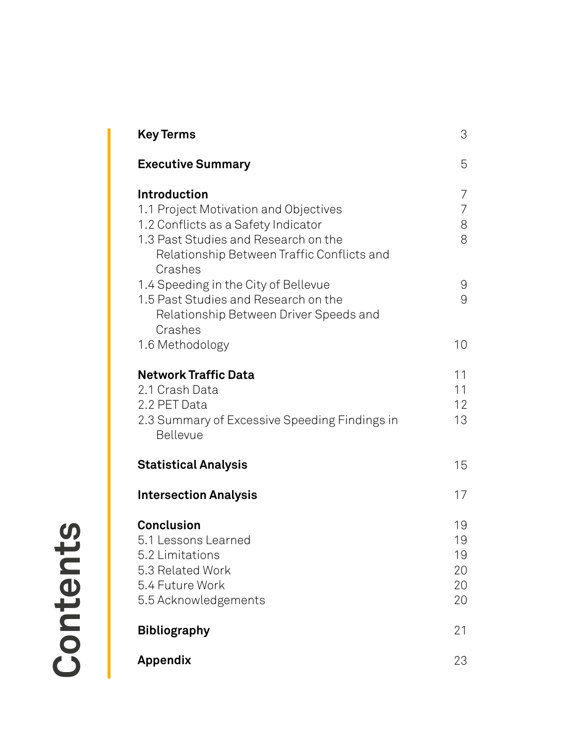# Contents

| | |
|---|---|
| **Key Terms** | 3 |
| **Executive Summary** | 5 |
| **Introduction** | 7 |
| 1.1 Project Motivation and Objectives | 7 |
| 1.2 Conflicts as a Safety Indicator | 8 |
| 1.3 Past Studies and Research on the Relationship Between Traffic Conflicts and Crashes | 8 |
| 1.4 Speeding in the City of Bellevue | 9 |
| 1.5 Past Studies and Research on the Relationship Between Driver Speeds and Crashes | 9 |
| 1.6 Methodology | 10 |
| **Network Traffic Data** | 11 |
| 2.1 Crash Data | 11 |
| 2.2 PET Data | 12 |
| 2.3 Summary of Excessive Speeding Findings in Bellevue | 13 |
| **Statistical Analysis** | 15 |
| **Intersection Analysis** | 17 |
| **Conclusion** | 19 |
| 5.1 Lessons Learned | 19 |
| 5.2 Limitations | 19 |
| 5.3 Related Work | 20 |
| 5.4 Future Work | 20 |
| 5.5 Acknowledgements | 20 |
| **Bibliography** | 21 |
| **Appendix** | 23 |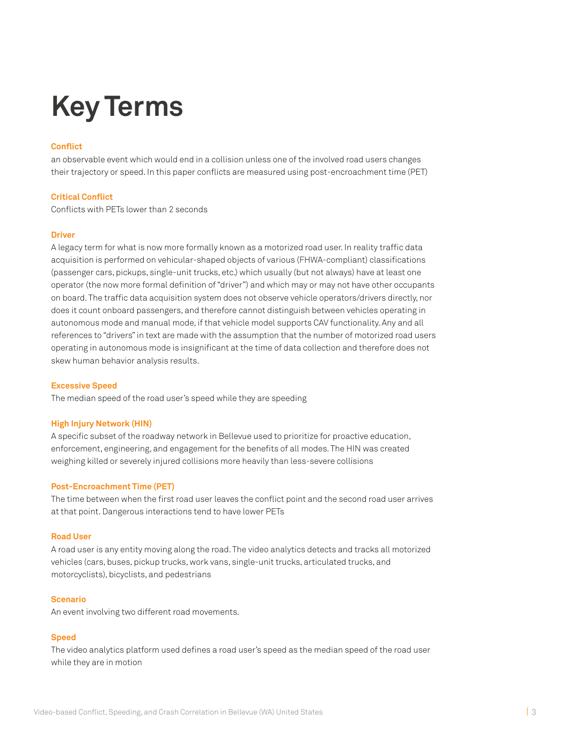# Key Terms

### Conflict

an observable event which would end in a collision unless one of the involved road users changes their trajectory or speed. In this paper conflicts are measured using post-encroachment time (PET)

### Critical Conflict

Conflicts with PETs lower than 2 seconds

### Driver

A legacy term for what is now more formally known as a motorized road user. In reality traffic data acquisition is performed on vehicular-shaped objects of various (FHWA-compliant) classifications (passenger cars, pickups, single-unit trucks, etc.) which usually (but not always) have at least one operator (the now more formal definition of "driver") and which may or may not have other occupants on board. The traffic data acquisition system does not observe vehicle operators/drivers directly, nor does it count onboard passengers, and therefore cannot distinguish between vehicles operating in autonomous mode and manual mode, if that vehicle model supports CAV functionality. Any and all references to "drivers" in text are made with the assumption that the number of motorized road users operating in autonomous mode is insignificant at the time of data collection and therefore does not skew human behavior analysis results.

### Excessive Speed

The median speed of the road user's speed while they are speeding

### High Injury Network (HIN)

A specific subset of the roadway network in Bellevue used to prioritize for proactive education, enforcement, engineering, and engagement for the benefits of all modes. The HIN was created weighing killed or severely injured collisions more heavily than less-severe collisions

### Post-Encroachment Time (PET)

The time between when the first road user leaves the conflict point and the second road user arrives at that point. Dangerous interactions tend to have lower PETs

### Road User

A road user is any entity moving along the road. The video analytics detects and tracks all motorized vehicles (cars, buses, pickup trucks, work vans, single-unit trucks, articulated trucks, and motorcyclists), bicyclists, and pedestrians

### Scenario

An event involving two different road movements.

### Speed

The video analytics platform used defines a road user's speed as the median speed of the road user while they are in motion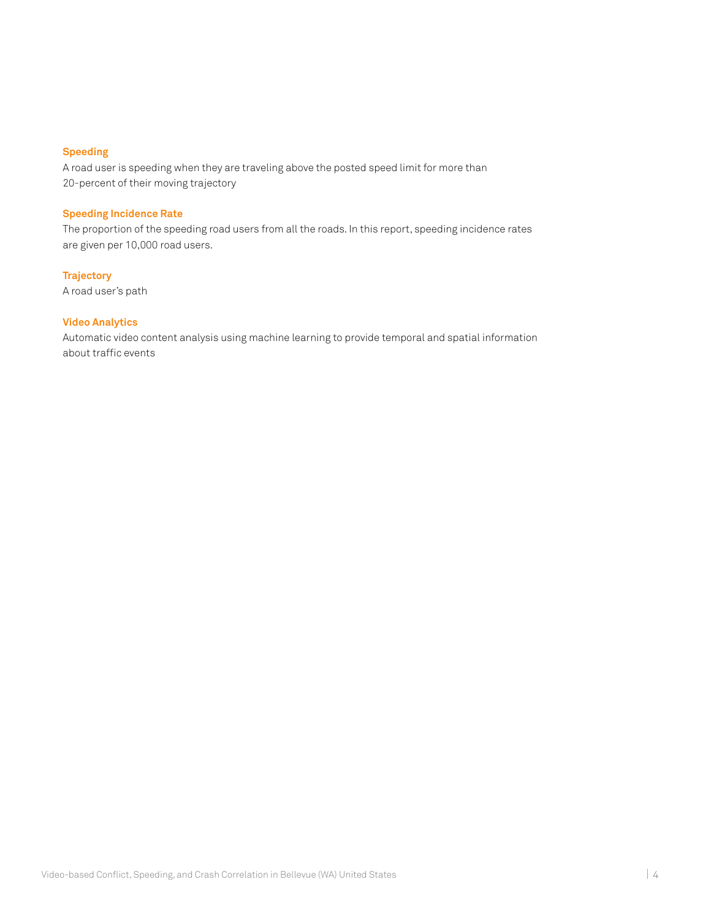**Speeding**

A road user is speeding when they are traveling above the posted speed limit for more than 20-percent of their moving trajectory

**Speeding Incidence Rate**

The proportion of the speeding road users from all the roads. In this report, speeding incidence rates are given per 10,000 road users.

**Trajectory**

A road user's path

**Video Analytics**

Automatic video content analysis using machine learning to provide temporal and spatial information about traffic events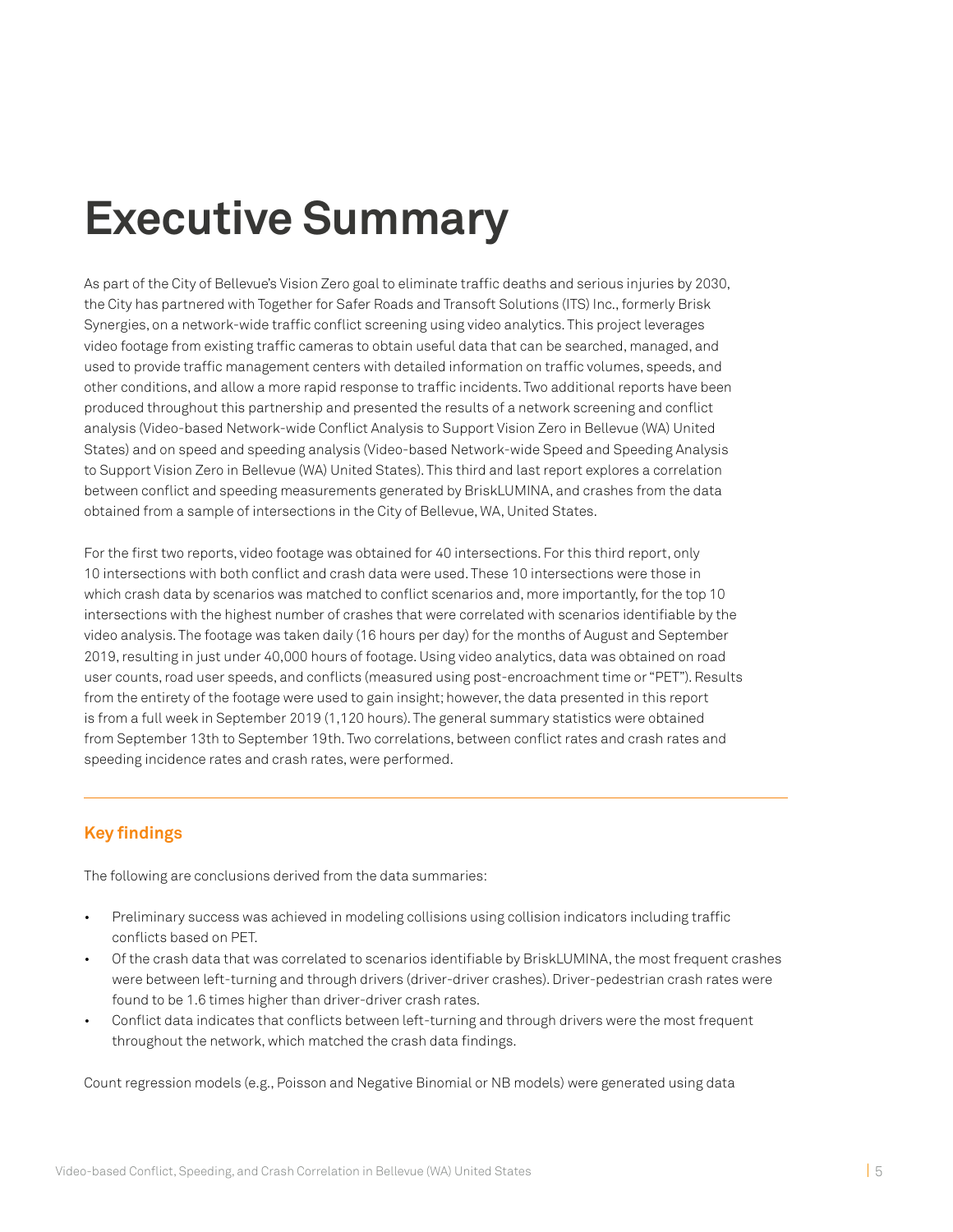# Executive Summary

As part of the City of Bellevue's Vision Zero goal to eliminate traffic deaths and serious injuries by 2030, the City has partnered with Together for Safer Roads and Transoft Solutions (ITS) Inc., formerly Brisk Synergies, on a network-wide traffic conflict screening using video analytics. This project leverages video footage from existing traffic cameras to obtain useful data that can be searched, managed, and used to provide traffic management centers with detailed information on traffic volumes, speeds, and other conditions, and allow a more rapid response to traffic incidents. Two additional reports have been produced throughout this partnership and presented the results of a network screening and conflict analysis (Video-based Network-wide Conflict Analysis to Support Vision Zero in Bellevue (WA) United States) and on speed and speeding analysis (Video-based Network-wide Speed and Speeding Analysis to Support Vision Zero in Bellevue (WA) United States). This third and last report explores a correlation between conflict and speeding measurements generated by BriskLUMINA, and crashes from the data obtained from a sample of intersections in the City of Bellevue, WA, United States.

For the first two reports, video footage was obtained for 40 intersections. For this third report, only 10 intersections with both conflict and crash data were used. These 10 intersections were those in which crash data by scenarios was matched to conflict scenarios and, more importantly, for the top 10 intersections with the highest number of crashes that were correlated with scenarios identifiable by the video analysis. The footage was taken daily (16 hours per day) for the months of August and September 2019, resulting in just under 40,000 hours of footage. Using video analytics, data was obtained on road user counts, road user speeds, and conflicts (measured using post-encroachment time or "PET"). Results from the entirety of the footage were used to gain insight; however, the data presented in this report is from a full week in September 2019 (1,120 hours). The general summary statistics were obtained from September 13th to September 19th. Two correlations, between conflict rates and crash rates and speeding incidence rates and crash rates, were performed.

---

## Key findings

The following are conclusions derived from the data summaries:

- Preliminary success was achieved in modeling collisions using collision indicators including traffic conflicts based on PET.
- Of the crash data that was correlated to scenarios identifiable by BriskLUMINA, the most frequent crashes were between left-turning and through drivers (driver-driver crashes). Driver-pedestrian crash rates were found to be 1.6 times higher than driver-driver crash rates.
- Conflict data indicates that conflicts between left-turning and through drivers were the most frequent throughout the network, which matched the crash data findings.

Count regression models (e.g., Poisson and Negative Binomial or NB models) were generated using data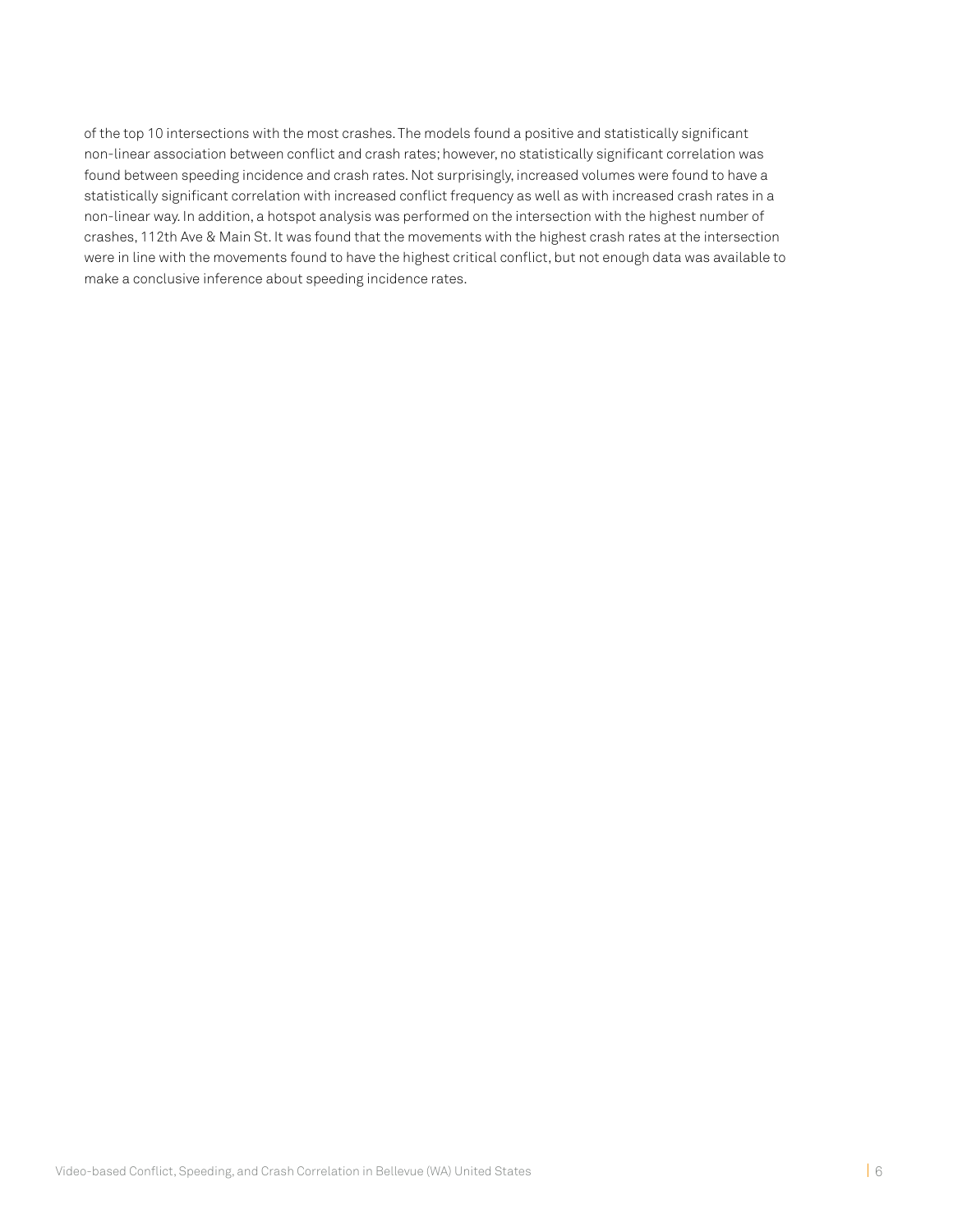of the top 10 intersections with the most crashes. The models found a positive and statistically significant non-linear association between conflict and crash rates; however, no statistically significant correlation was found between speeding incidence and crash rates. Not surprisingly, increased volumes were found to have a statistically significant correlation with increased conflict frequency as well as with increased crash rates in a non-linear way. In addition, a hotspot analysis was performed on the intersection with the highest number of crashes, 112th Ave & Main St. It was found that the movements with the highest crash rates at the intersection were in line with the movements found to have the highest critical conflict, but not enough data was available to make a conclusive inference about speeding incidence rates.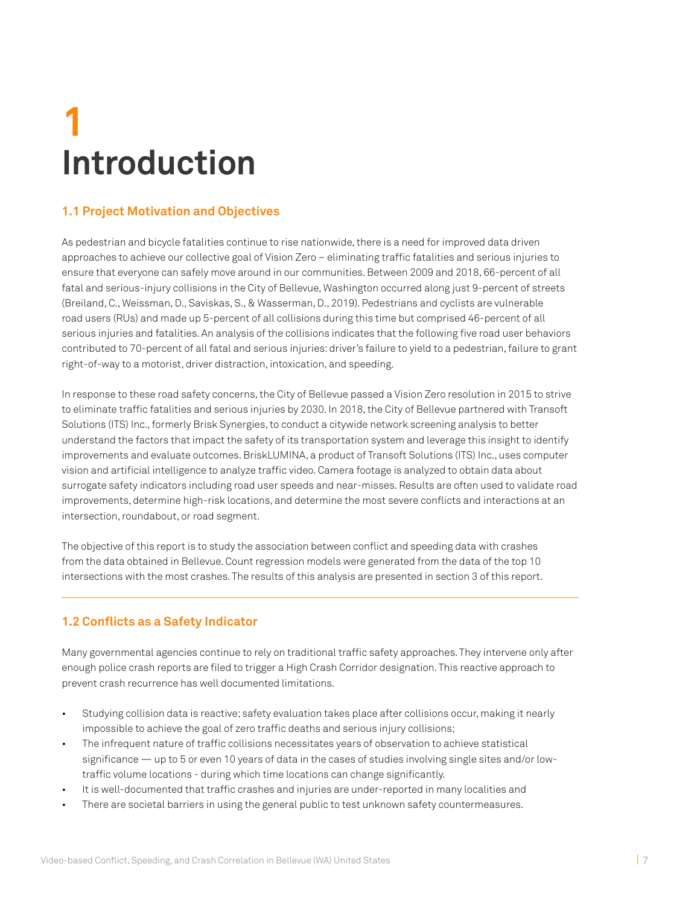# 1 Introduction

## 1.1 Project Motivation and Objectives

As pedestrian and bicycle fatalities continue to rise nationwide, there is a need for improved data driven approaches to achieve our collective goal of Vision Zero – eliminating traffic fatalities and serious injuries to ensure that everyone can safely move around in our communities. Between 2009 and 2018, 66-percent of all fatal and serious-injury collisions in the City of Bellevue, Washington occurred along just 9-percent of streets (Breiland, C., Weissman, D., Saviskas, S., & Wasserman, D., 2019). Pedestrians and cyclists are vulnerable road users (RUs) and made up 5-percent of all collisions during this time but comprised 46-percent of all serious injuries and fatalities. An analysis of the collisions indicates that the following five road user behaviors contributed to 70-percent of all fatal and serious injuries: driver's failure to yield to a pedestrian, failure to grant right-of-way to a motorist, driver distraction, intoxication, and speeding.

In response to these road safety concerns, the City of Bellevue passed a Vision Zero resolution in 2015 to strive to eliminate traffic fatalities and serious injuries by 2030. In 2018, the City of Bellevue partnered with Transoft Solutions (ITS) Inc., formerly Brisk Synergies, to conduct a citywide network screening analysis to better understand the factors that impact the safety of its transportation system and leverage this insight to identify improvements and evaluate outcomes. BriskLUMINA, a product of Transoft Solutions (ITS) Inc., uses computer vision and artificial intelligence to analyze traffic video. Camera footage is analyzed to obtain data about surrogate safety indicators including road user speeds and near-misses. Results are often used to validate road improvements, determine high-risk locations, and determine the most severe conflicts and interactions at an intersection, roundabout, or road segment.

The objective of this report is to study the association between conflict and speeding data with crashes from the data obtained in Bellevue. Count regression models were generated from the data of the top 10 intersections with the most crashes. The results of this analysis are presented in section 3 of this report.

## 1.2 Conflicts as a Safety Indicator

Many governmental agencies continue to rely on traditional traffic safety approaches. They intervene only after enough police crash reports are filed to trigger a High Crash Corridor designation. This reactive approach to prevent crash recurrence has well documented limitations.

- Studying collision data is reactive; safety evaluation takes place after collisions occur, making it nearly impossible to achieve the goal of zero traffic deaths and serious injury collisions;
- The infrequent nature of traffic collisions necessitates years of observation to achieve statistical significance — up to 5 or even 10 years of data in the cases of studies involving single sites and/or low-traffic volume locations - during which time locations can change significantly.
- It is well-documented that traffic crashes and injuries are under-reported in many localities and
- There are societal barriers in using the general public to test unknown safety countermeasures.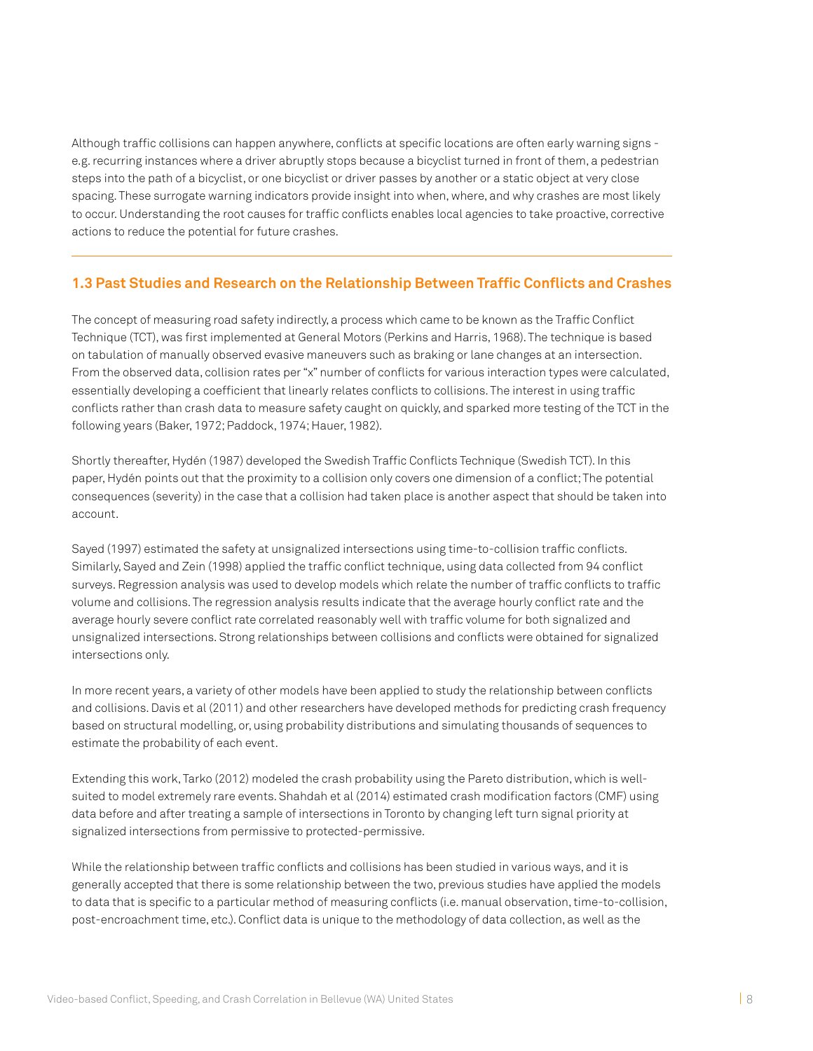Although traffic collisions can happen anywhere, conflicts at specific locations are often early warning signs - e.g. recurring instances where a driver abruptly stops because a bicyclist turned in front of them, a pedestrian steps into the path of a bicyclist, or one bicyclist or driver passes by another or a static object at very close spacing. These surrogate warning indicators provide insight into when, where, and why crashes are most likely to occur. Understanding the root causes for traffic conflicts enables local agencies to take proactive, corrective actions to reduce the potential for future crashes.

## 1.3 Past Studies and Research on the Relationship Between Traffic Conflicts and Crashes

The concept of measuring road safety indirectly, a process which came to be known as the Traffic Conflict Technique (TCT), was first implemented at General Motors (Perkins and Harris, 1968). The technique is based on tabulation of manually observed evasive maneuvers such as braking or lane changes at an intersection. From the observed data, collision rates per "x" number of conflicts for various interaction types were calculated, essentially developing a coefficient that linearly relates conflicts to collisions. The interest in using traffic conflicts rather than crash data to measure safety caught on quickly, and sparked more testing of the TCT in the following years (Baker, 1972; Paddock, 1974; Hauer, 1982).

Shortly thereafter, Hydén (1987) developed the Swedish Traffic Conflicts Technique (Swedish TCT). In this paper, Hydén points out that the proximity to a collision only covers one dimension of a conflict; The potential consequences (severity) in the case that a collision had taken place is another aspect that should be taken into account.

Sayed (1997) estimated the safety at unsignalized intersections using time-to-collision traffic conflicts. Similarly, Sayed and Zein (1998) applied the traffic conflict technique, using data collected from 94 conflict surveys. Regression analysis was used to develop models which relate the number of traffic conflicts to traffic volume and collisions. The regression analysis results indicate that the average hourly conflict rate and the average hourly severe conflict rate correlated reasonably well with traffic volume for both signalized and unsignalized intersections. Strong relationships between collisions and conflicts were obtained for signalized intersections only.

In more recent years, a variety of other models have been applied to study the relationship between conflicts and collisions. Davis et al (2011) and other researchers have developed methods for predicting crash frequency based on structural modelling, or, using probability distributions and simulating thousands of sequences to estimate the probability of each event.

Extending this work, Tarko (2012) modeled the crash probability using the Pareto distribution, which is well-suited to model extremely rare events. Shahdah et al (2014) estimated crash modification factors (CMF) using data before and after treating a sample of intersections in Toronto by changing left turn signal priority at signalized intersections from permissive to protected-permissive.

While the relationship between traffic conflicts and collisions has been studied in various ways, and it is generally accepted that there is some relationship between the two, previous studies have applied the models to data that is specific to a particular method of measuring conflicts (i.e. manual observation, time-to-collision, post-encroachment time, etc.). Conflict data is unique to the methodology of data collection, as well as the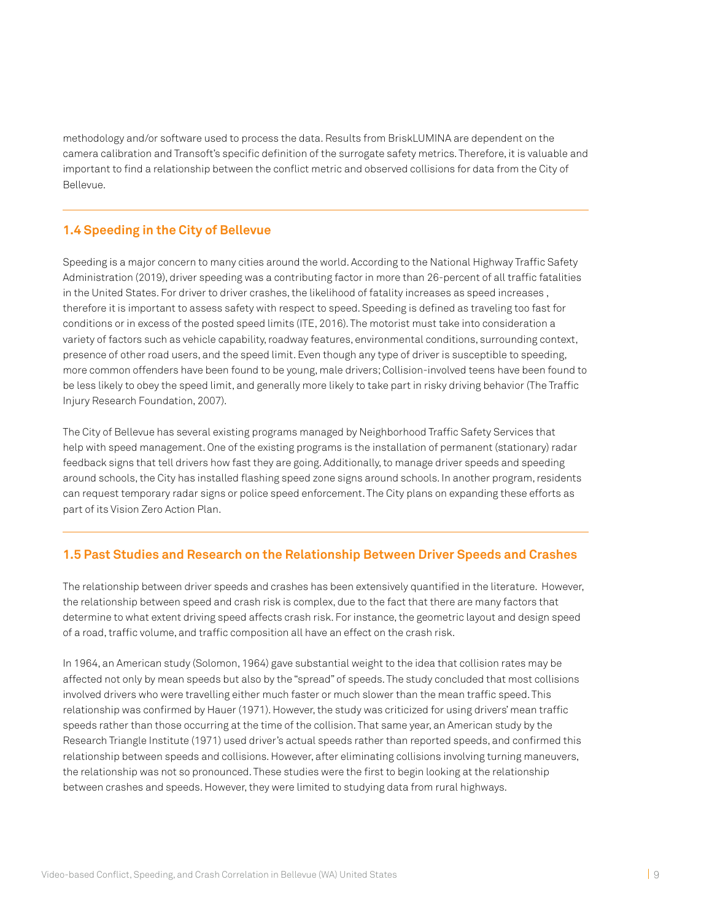methodology and/or software used to process the data. Results from BriskLUMINA are dependent on the camera calibration and Transoft's specific definition of the surrogate safety metrics. Therefore, it is valuable and important to find a relationship between the conflict metric and observed collisions for data from the City of Bellevue.

## 1.4 Speeding in the City of Bellevue

Speeding is a major concern to many cities around the world. According to the National Highway Traffic Safety Administration (2019), driver speeding was a contributing factor in more than 26-percent of all traffic fatalities in the United States. For driver to driver crashes, the likelihood of fatality increases as speed increases , therefore it is important to assess safety with respect to speed. Speeding is defined as traveling too fast for conditions or in excess of the posted speed limits (ITE, 2016). The motorist must take into consideration a variety of factors such as vehicle capability, roadway features, environmental conditions, surrounding context, presence of other road users, and the speed limit. Even though any type of driver is susceptible to speeding, more common offenders have been found to be young, male drivers; Collision-involved teens have been found to be less likely to obey the speed limit, and generally more likely to take part in risky driving behavior (The Traffic Injury Research Foundation, 2007).

The City of Bellevue has several existing programs managed by Neighborhood Traffic Safety Services that help with speed management. One of the existing programs is the installation of permanent (stationary) radar feedback signs that tell drivers how fast they are going. Additionally, to manage driver speeds and speeding around schools, the City has installed flashing speed zone signs around schools. In another program, residents can request temporary radar signs or police speed enforcement. The City plans on expanding these efforts as part of its Vision Zero Action Plan.

## 1.5 Past Studies and Research on the Relationship Between Driver Speeds and Crashes

The relationship between driver speeds and crashes has been extensively quantified in the literature. However, the relationship between speed and crash risk is complex, due to the fact that there are many factors that determine to what extent driving speed affects crash risk. For instance, the geometric layout and design speed of a road, traffic volume, and traffic composition all have an effect on the crash risk.

In 1964, an American study (Solomon, 1964) gave substantial weight to the idea that collision rates may be affected not only by mean speeds but also by the "spread" of speeds. The study concluded that most collisions involved drivers who were travelling either much faster or much slower than the mean traffic speed. This relationship was confirmed by Hauer (1971). However, the study was criticized for using drivers' mean traffic speeds rather than those occurring at the time of the collision. That same year, an American study by the Research Triangle Institute (1971) used driver's actual speeds rather than reported speeds, and confirmed this relationship between speeds and collisions. However, after eliminating collisions involving turning maneuvers, the relationship was not so pronounced. These studies were the first to begin looking at the relationship between crashes and speeds. However, they were limited to studying data from rural highways.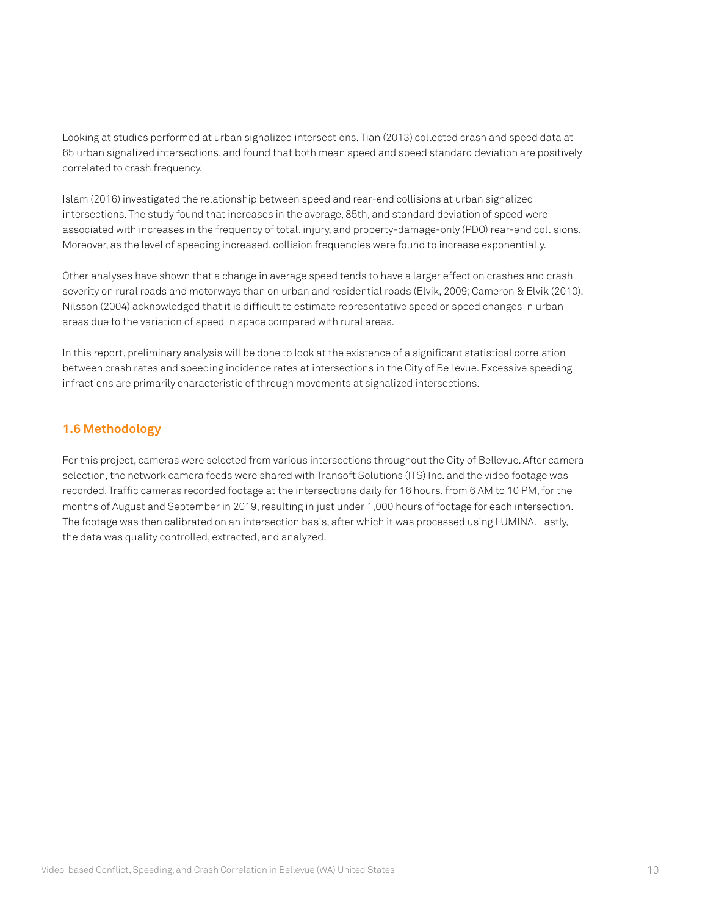Looking at studies performed at urban signalized intersections, Tian (2013) collected crash and speed data at 65 urban signalized intersections, and found that both mean speed and speed standard deviation are positively correlated to crash frequency.

Islam (2016) investigated the relationship between speed and rear-end collisions at urban signalized intersections. The study found that increases in the average, 85th, and standard deviation of speed were associated with increases in the frequency of total, injury, and property-damage-only (PDO) rear-end collisions. Moreover, as the level of speeding increased, collision frequencies were found to increase exponentially.

Other analyses have shown that a change in average speed tends to have a larger effect on crashes and crash severity on rural roads and motorways than on urban and residential roads (Elvik, 2009; Cameron & Elvik (2010). Nilsson (2004) acknowledged that it is difficult to estimate representative speed or speed changes in urban areas due to the variation of speed in space compared with rural areas.

In this report, preliminary analysis will be done to look at the existence of a significant statistical correlation between crash rates and speeding incidence rates at intersections in the City of Bellevue. Excessive speeding infractions are primarily characteristic of through movements at signalized intersections.

---

## 1.6 Methodology

For this project, cameras were selected from various intersections throughout the City of Bellevue. After camera selection, the network camera feeds were shared with Transoft Solutions (ITS) Inc. and the video footage was recorded. Traffic cameras recorded footage at the intersections daily for 16 hours, from 6 AM to 10 PM, for the months of August and September in 2019, resulting in just under 1,000 hours of footage for each intersection. The footage was then calibrated on an intersection basis, after which it was processed using LUMINA. Lastly, the data was quality controlled, extracted, and analyzed.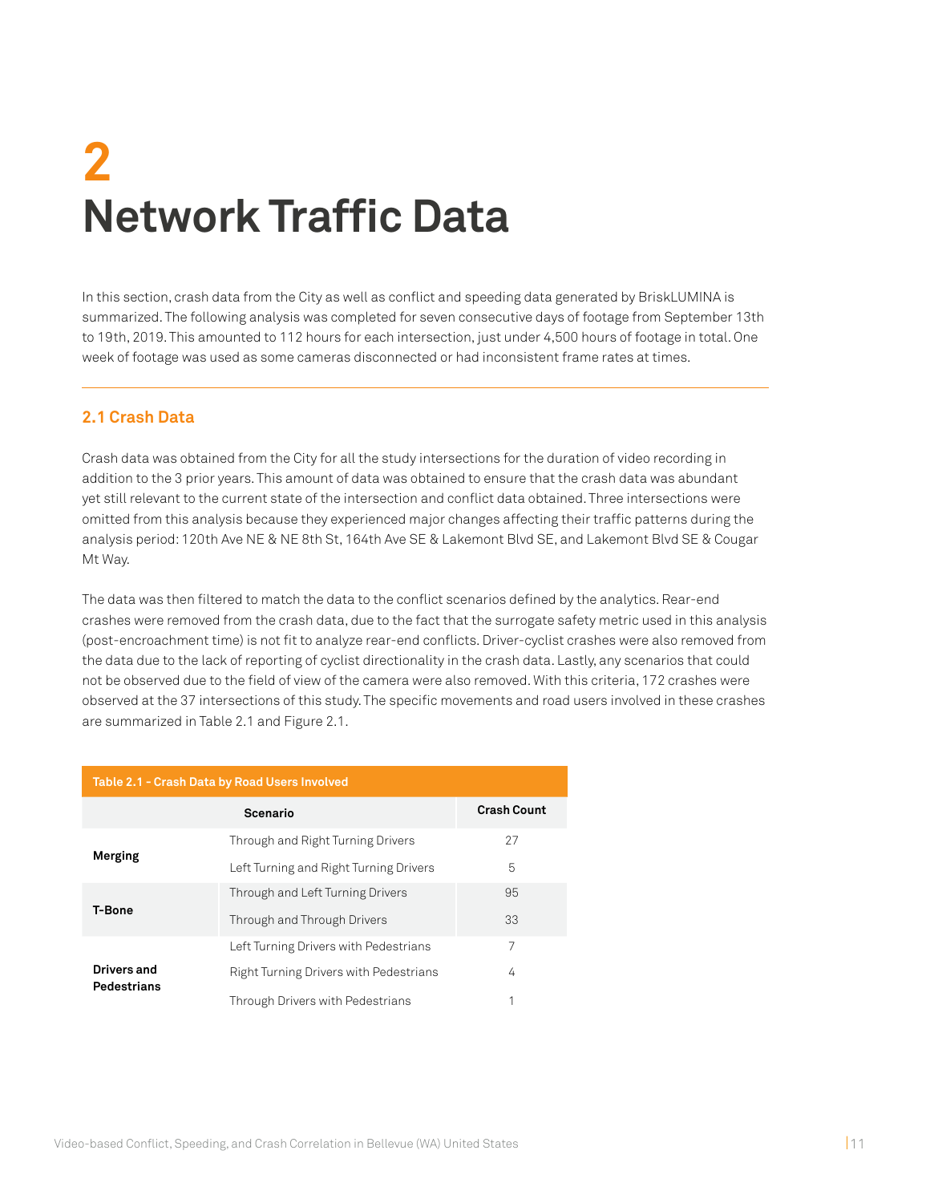# 2
# Network Traffic Data

In this section, crash data from the City as well as conflict and speeding data generated by BriskLUMINA is summarized. The following analysis was completed for seven consecutive days of footage from September 13th to 19th, 2019. This amounted to 112 hours for each intersection, just under 4,500 hours of footage in total. One week of footage was used as some cameras disconnected or had inconsistent frame rates at times.

---

## 2.1 Crash Data

Crash data was obtained from the City for all the study intersections for the duration of video recording in addition to the 3 prior years. This amount of data was obtained to ensure that the crash data was abundant yet still relevant to the current state of the intersection and conflict data obtained. Three intersections were omitted from this analysis because they experienced major changes affecting their traffic patterns during the analysis period: 120th Ave NE & NE 8th St, 164th Ave SE & Lakemont Blvd SE, and Lakemont Blvd SE & Cougar Mt Way.

The data was then filtered to match the data to the conflict scenarios defined by the analytics. Rear-end crashes were removed from the crash data, due to the fact that the surrogate safety metric used in this analysis (post-encroachment time) is not fit to analyze rear-end conflicts. Driver-cyclist crashes were also removed from the data due to the lack of reporting of cyclist directionality in the crash data. Lastly, any scenarios that could not be observed due to the field of view of the camera were also removed. With this criteria, 172 crashes were observed at the 37 intersections of this study. The specific movements and road users involved in these crashes are summarized in Table 2.1 and Figure 2.1.

**Table 2.1 - Crash Data by Road Users Involved**

| Scenario | | Crash Count |
|---|---|---|
| **Merging** | Through and Right Turning Drivers | 27 |
| | Left Turning and Right Turning Drivers | 5 |
| **T-Bone** | Through and Left Turning Drivers | 95 |
| | Through and Through Drivers | 33 |
| **Drivers and Pedestrians** | Left Turning Drivers with Pedestrians | 7 |
| | Right Turning Drivers with Pedestrians | 4 |
| | Through Drivers with Pedestrians | 1 |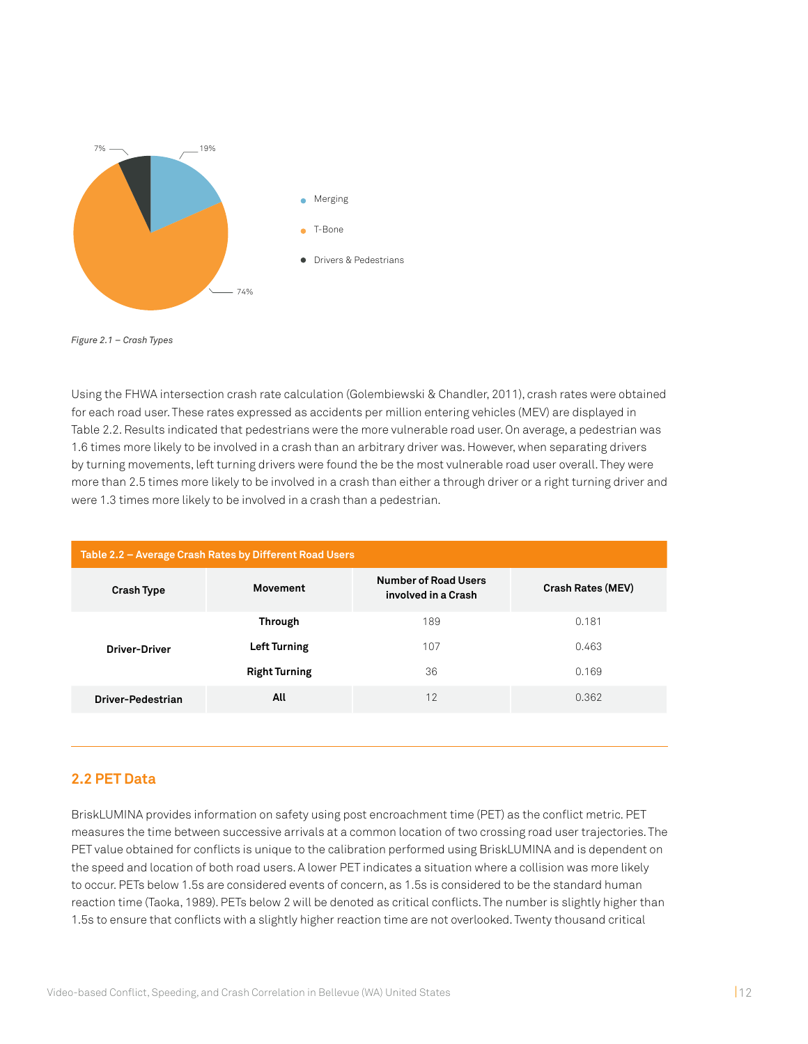7%

19%

74%

- Merging
- T-Bone
- Drivers & Pedestrians

*Figure 2.1 – Crash Types*

Using the FHWA intersection crash rate calculation (Golembiewski & Chandler, 2011), crash rates were obtained for each road user. These rates expressed as accidents per million entering vehicles (MEV) are displayed in Table 2.2. Results indicated that pedestrians were the more vulnerable road user. On average, a pedestrian was 1.6 times more likely to be involved in a crash than an arbitrary driver was. However, when separating drivers by turning movements, left turning drivers were found the be the most vulnerable road user overall. They were more than 2.5 times more likely to be involved in a crash than either a through driver or a right turning driver and were 1.3 times more likely to be involved in a crash than a pedestrian.

**Table 2.2 – Average Crash Rates by Different Road Users**

| Crash Type | Movement | Number of Road Users involved in a Crash | Crash Rates (MEV) |
|---|---|---|---|
| Driver-Driver | Through | 189 | 0.181 |
| | Left Turning | 107 | 0.463 |
| | Right Turning | 36 | 0.169 |
| Driver-Pedestrian | All | 12 | 0.362 |

## 2.2 PET Data

BriskLUMINA provides information on safety using post encroachment time (PET) as the conflict metric. PET measures the time between successive arrivals at a common location of two crossing road user trajectories. The PET value obtained for conflicts is unique to the calibration performed using BriskLUMINA and is dependent on the speed and location of both road users. A lower PET indicates a situation where a collision was more likely to occur. PETs below 1.5s are considered events of concern, as 1.5s is considered to be the standard human reaction time (Taoka, 1989). PETs below 2 will be denoted as critical conflicts. The number is slightly higher than 1.5s to ensure that conflicts with a slightly higher reaction time are not overlooked. Twenty thousand critical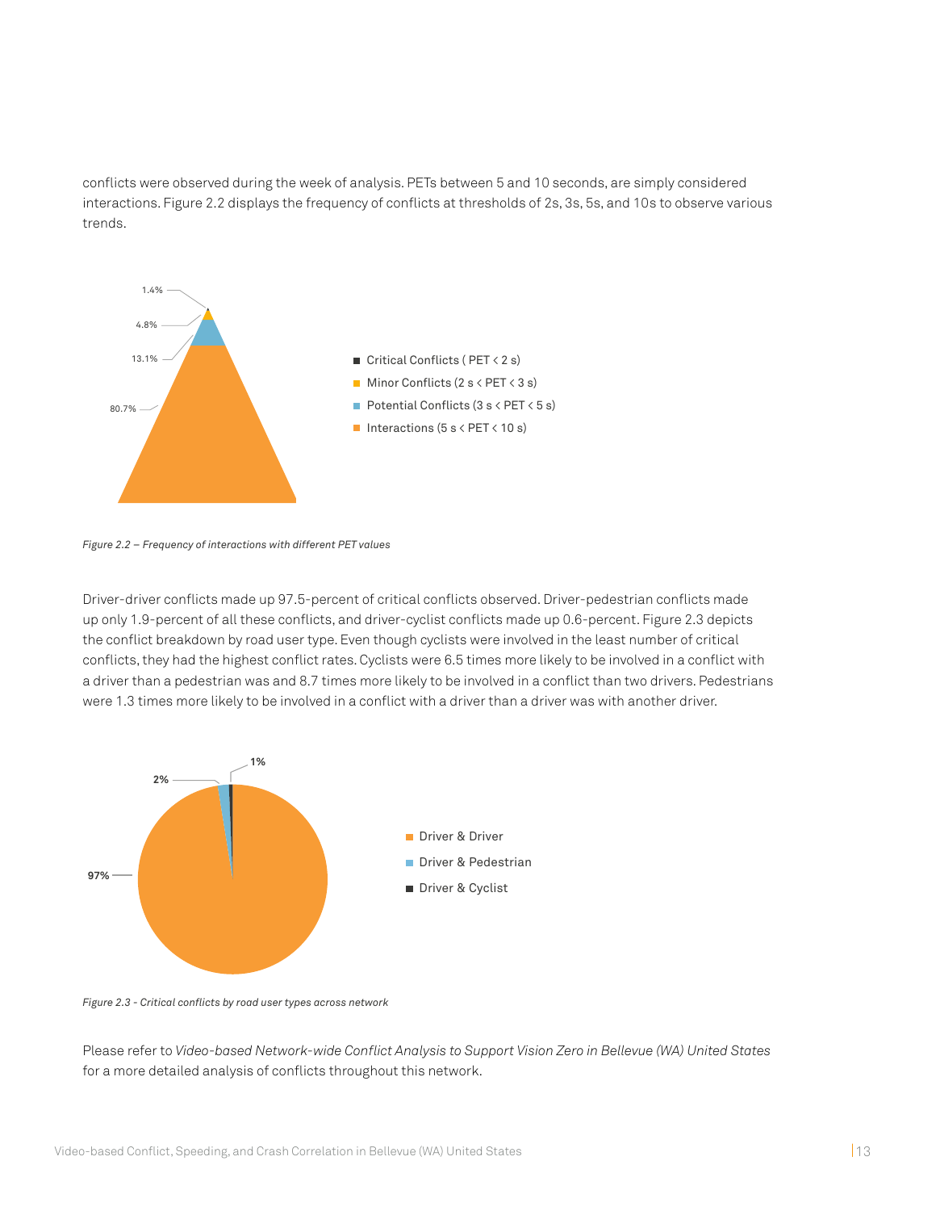conflicts were observed during the week of analysis. PETs between 5 and 10 seconds, are simply considered interactions. Figure 2.2 displays the frequency of conflicts at thresholds of 2s, 3s, 5s, and 10s to observe various trends.

*Figure 2.2 – Frequency of interactions with different PET values*

Driver-driver conflicts made up 97.5-percent of critical conflicts observed. Driver-pedestrian conflicts made up only 1.9-percent of all these conflicts, and driver-cyclist conflicts made up 0.6-percent. Figure 2.3 depicts the conflict breakdown by road user type. Even though cyclists were involved in the least number of critical conflicts, they had the highest conflict rates. Cyclists were 6.5 times more likely to be involved in a conflict with a driver than a pedestrian was and 8.7 times more likely to be involved in a conflict than two drivers. Pedestrians were 1.3 times more likely to be involved in a conflict with a driver than a driver was with another driver.

*Figure 2.3 - Critical conflicts by road user types across network*

Please refer to *Video-based Network-wide Conflict Analysis to Support Vision Zero in Bellevue (WA) United States* for a more detailed analysis of conflicts throughout this network.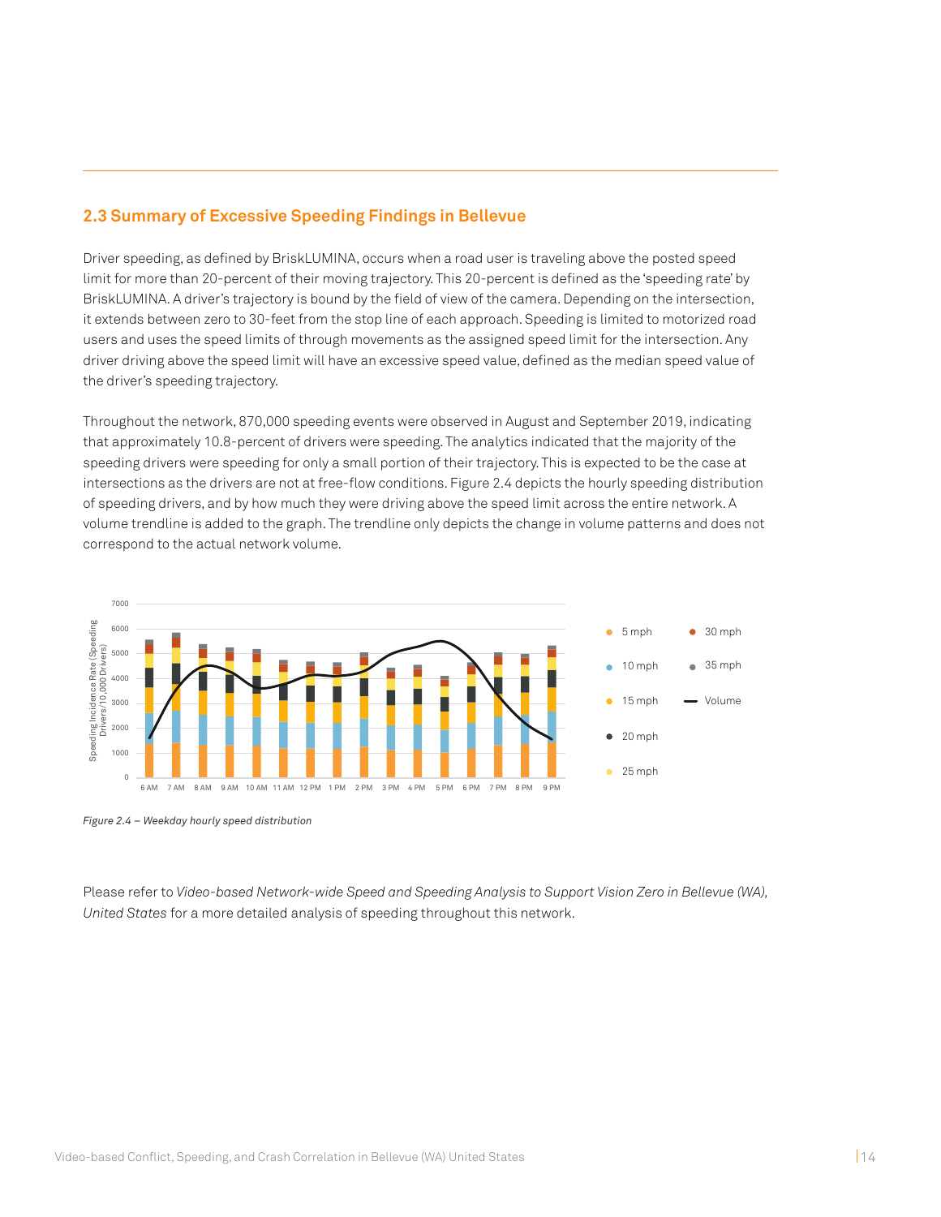## 2.3 Summary of Excessive Speeding Findings in Bellevue

Driver speeding, as defined by BriskLUMINA, occurs when a road user is traveling above the posted speed limit for more than 20-percent of their moving trajectory. This 20-percent is defined as the 'speeding rate' by BriskLUMINA. A driver's trajectory is bound by the field of view of the camera. Depending on the intersection, it extends between zero to 30-feet from the stop line of each approach. Speeding is limited to motorized road users and uses the speed limits of through movements as the assigned speed limit for the intersection. Any driver driving above the speed limit will have an excessive speed value, defined as the median speed value of the driver's speeding trajectory.

Throughout the network, 870,000 speeding events were observed in August and September 2019, indicating that approximately 10.8-percent of drivers were speeding. The analytics indicated that the majority of the speeding drivers were speeding for only a small portion of their trajectory. This is expected to be the case at intersections as the drivers are not at free-flow conditions. Figure 2.4 depicts the hourly speeding distribution of speeding drivers, and by how much they were driving above the speed limit across the entire network. A volume trendline is added to the graph. The trendline only depicts the change in volume patterns and does not correspond to the actual network volume.

*Figure 2.4 – Weekday hourly speed distribution*

Please refer to *Video-based Network-wide Speed and Speeding Analysis to Support Vision Zero in Bellevue (WA), United States* for a more detailed analysis of speeding throughout this network.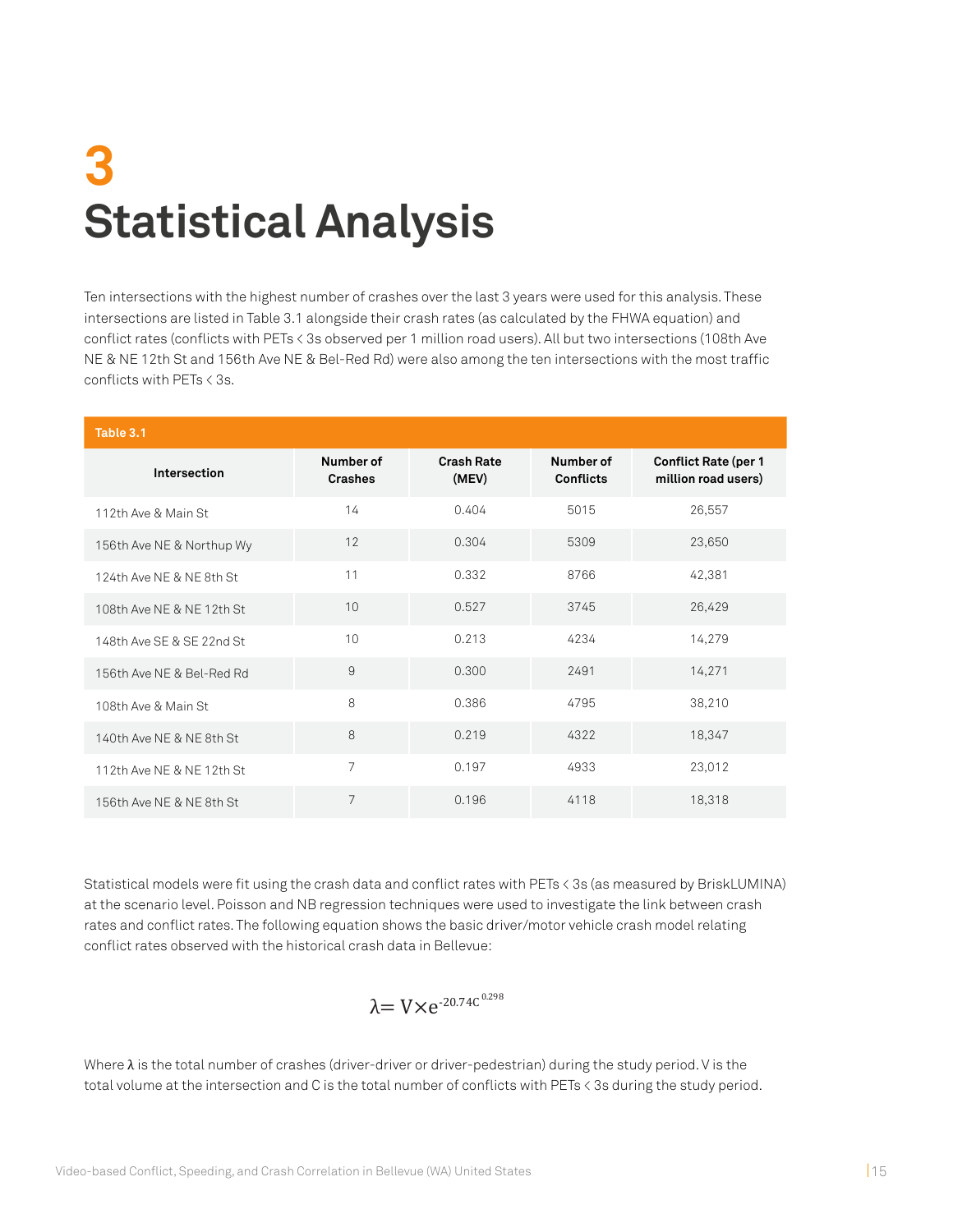# 3 Statistical Analysis

Ten intersections with the highest number of crashes over the last 3 years were used for this analysis. These intersections are listed in Table 3.1 alongside their crash rates (as calculated by the FHWA equation) and conflict rates (conflicts with PETs < 3s observed per 1 million road users). All but two intersections (108th Ave NE & NE 12th St and 156th Ave NE & Bel-Red Rd) were also among the ten intersections with the most traffic conflicts with PETs < 3s.

**Table 3.1**

| Intersection | Number of Crashes | Crash Rate (MEV) | Number of Conflicts | Conflict Rate (per 1 million road users) |
|---|---|---|---|---|
| 112th Ave & Main St | 14 | 0.404 | 5015 | 26,557 |
| 156th Ave NE & Northup Wy | 12 | 0.304 | 5309 | 23,650 |
| 124th Ave NE & NE 8th St | 11 | 0.332 | 8766 | 42,381 |
| 108th Ave NE & NE 12th St | 10 | 0.527 | 3745 | 26,429 |
| 148th Ave SE & SE 22nd St | 10 | 0.213 | 4234 | 14,279 |
| 156th Ave NE & Bel-Red Rd | 9 | 0.300 | 2491 | 14,271 |
| 108th Ave & Main St | 8 | 0.386 | 4795 | 38,210 |
| 140th Ave NE & NE 8th St | 8 | 0.219 | 4322 | 18,347 |
| 112th Ave NE & NE 12th St | 7 | 0.197 | 4933 | 23,012 |
| 156th Ave NE & NE 8th St | 7 | 0.196 | 4118 | 18,318 |

Statistical models were fit using the crash data and conflict rates with PETs < 3s (as measured by BriskLUMINA) at the scenario level. Poisson and NB regression techniques were used to investigate the link between crash rates and conflict rates. The following equation shows the basic driver/motor vehicle crash model relating conflict rates observed with the historical crash data in Bellevue:

$$\lambda = V \times e^{-20.74} C^{0.298}$$

Where $\lambda$ is the total number of crashes (driver-driver or driver-pedestrian) during the study period. V is the total volume at the intersection and C is the total number of conflicts with PETs < 3s during the study period.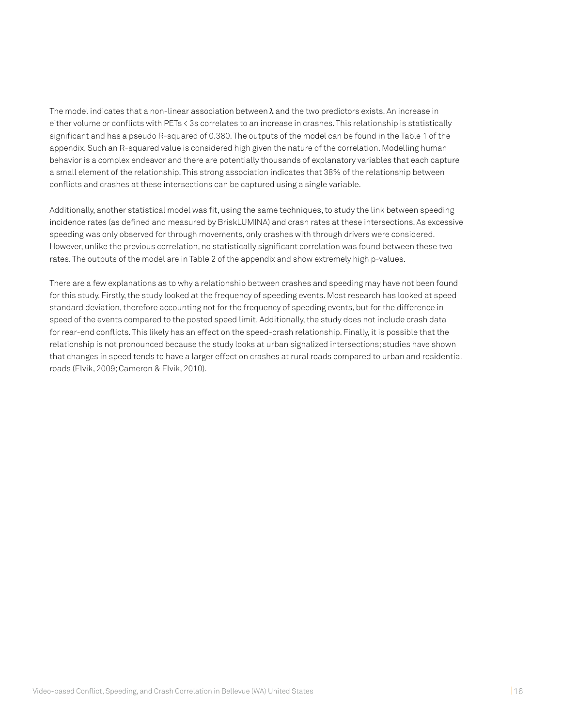The model indicates that a non-linear association between $\lambda$ and the two predictors exists. An increase in either volume or conflicts with PETs < 3s correlates to an increase in crashes. This relationship is statistically significant and has a pseudo R-squared of 0.380. The outputs of the model can be found in the Table 1 of the appendix. Such an R-squared value is considered high given the nature of the correlation. Modelling human behavior is a complex endeavor and there are potentially thousands of explanatory variables that each capture a small element of the relationship. This strong association indicates that 38% of the relationship between conflicts and crashes at these intersections can be captured using a single variable.

Additionally, another statistical model was fit, using the same techniques, to study the link between speeding incidence rates (as defined and measured by BriskLUMINA) and crash rates at these intersections. As excessive speeding was only observed for through movements, only crashes with through drivers were considered. However, unlike the previous correlation, no statistically significant correlation was found between these two rates. The outputs of the model are in Table 2 of the appendix and show extremely high p-values.

There are a few explanations as to why a relationship between crashes and speeding may have not been found for this study. Firstly, the study looked at the frequency of speeding events. Most research has looked at speed standard deviation, therefore accounting not for the frequency of speeding events, but for the difference in speed of the events compared to the posted speed limit. Additionally, the study does not include crash data for rear-end conflicts. This likely has an effect on the speed-crash relationship. Finally, it is possible that the relationship is not pronounced because the study looks at urban signalized intersections; studies have shown that changes in speed tends to have a larger effect on crashes at rural roads compared to urban and residential roads (Elvik, 2009; Cameron & Elvik, 2010).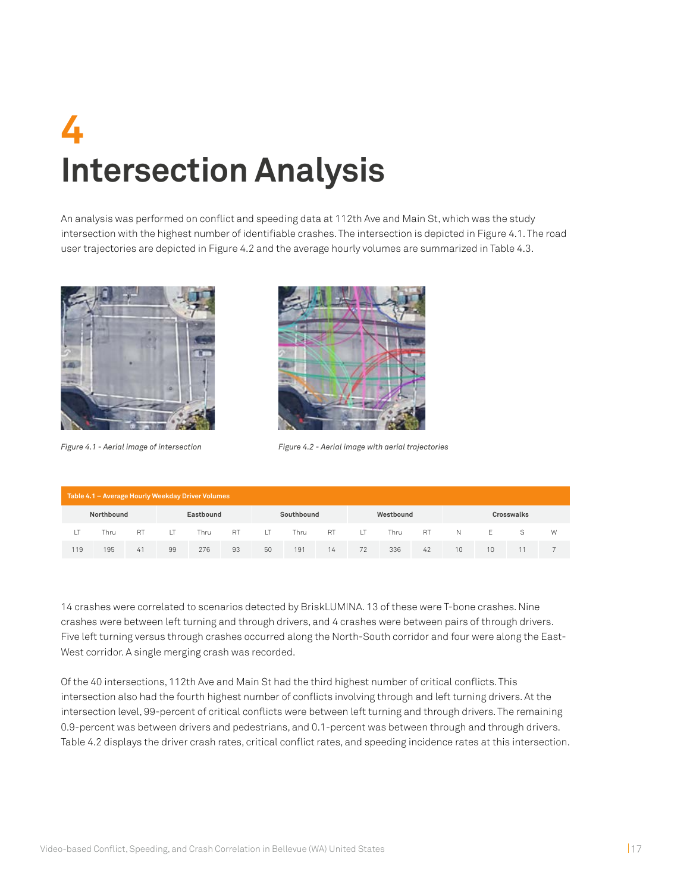# 4 Intersection Analysis

An analysis was performed on conflict and speeding data at 112th Ave and Main St, which was the study intersection with the highest number of identifiable crashes. The intersection is depicted in Figure 4.1. The road user trajectories are depicted in Figure 4.2 and the average hourly volumes are summarized in Table 4.3.

*Figure 4.1 - Aerial image of intersection*

*Figure 4.2 - Aerial image with aerial trajectories*

**Table 4.1 – Average Hourly Weekday Driver Volumes**

| Northbound | | | Eastbound | | | Southbound | | | Westbound | | | Crosswalks | | | |
|---|---|---|---|---|---|---|---|---|---|---|---|---|---|---|---|
| LT | Thru | RT | LT | Thru | RT | LT | Thru | RT | LT | Thru | RT | N | E | S | W |
| 119 | 195 | 41 | 99 | 276 | 93 | 50 | 191 | 14 | 72 | 336 | 42 | 10 | 10 | 11 | 7 |

14 crashes were correlated to scenarios detected by BriskLUMINA. 13 of these were T-bone crashes. Nine crashes were between left turning and through drivers, and 4 crashes were between pairs of through drivers. Five left turning versus through crashes occurred along the North-South corridor and four were along the East-West corridor. A single merging crash was recorded.

Of the 40 intersections, 112th Ave and Main St had the third highest number of critical conflicts. This intersection also had the fourth highest number of conflicts involving through and left turning drivers. At the intersection level, 99-percent of critical conflicts were between left turning and through drivers. The remaining 0.9-percent was between drivers and pedestrians, and 0.1-percent was between through and through drivers. Table 4.2 displays the driver crash rates, critical conflict rates, and speeding incidence rates at this intersection.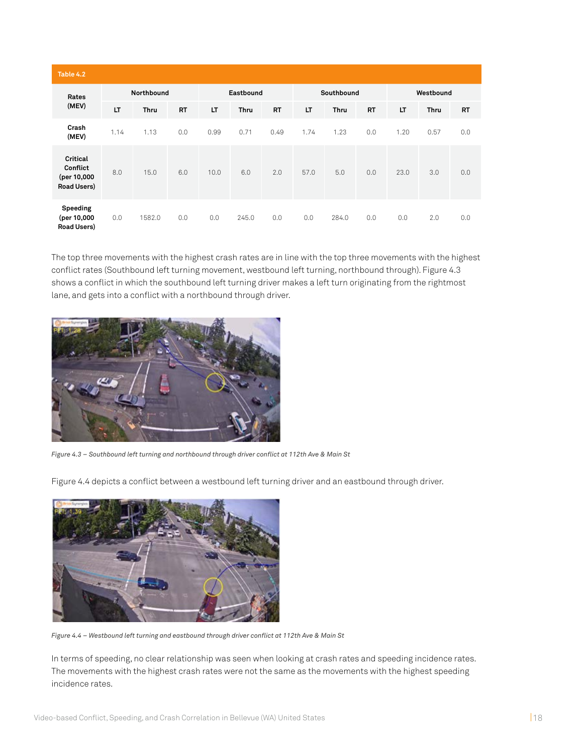**Table 4.2**

| Rates (MEV) | Northbound | | | Eastbound | | | Southbound | | | Westbound | | |
|---|---|---|---|---|---|---|---|---|---|---|---|---|
| | LT | Thru | RT | LT | Thru | RT | LT | Thru | RT | LT | Thru | RT |
| **Crash (MEV)** | 1.14 | 1.13 | 0.0 | 0.99 | 0.71 | 0.49 | 1.74 | 1.23 | 0.0 | 1.20 | 0.57 | 0.0 |
| **Critical Conflict (per 10,000 Road Users)** | 8.0 | 15.0 | 6.0 | 10.0 | 6.0 | 2.0 | 57.0 | 5.0 | 0.0 | 23.0 | 3.0 | 0.0 |
| **Speeding (per 10,000 Road Users)** | 0.0 | 1582.0 | 0.0 | 0.0 | 245.0 | 0.0 | 0.0 | 284.0 | 0.0 | 0.0 | 2.0 | 0.0 |

The top three movements with the highest crash rates are in line with the top three movements with the highest conflict rates (Southbound left turning movement, westbound left turning, northbound through). Figure 4.3 shows a conflict in which the southbound left turning driver makes a left turn originating from the rightmost lane, and gets into a conflict with a northbound through driver.

*Figure 4.3 – Southbound left turning and northbound through driver conflict at 112th Ave & Main St*

Figure 4.4 depicts a conflict between a westbound left turning driver and an eastbound through driver.

*Figure 4.4 – Westbound left turning and eastbound through driver conflict at 112th Ave & Main St*

In terms of speeding, no clear relationship was seen when looking at crash rates and speeding incidence rates. The movements with the highest crash rates were not the same as the movements with the highest speeding incidence rates.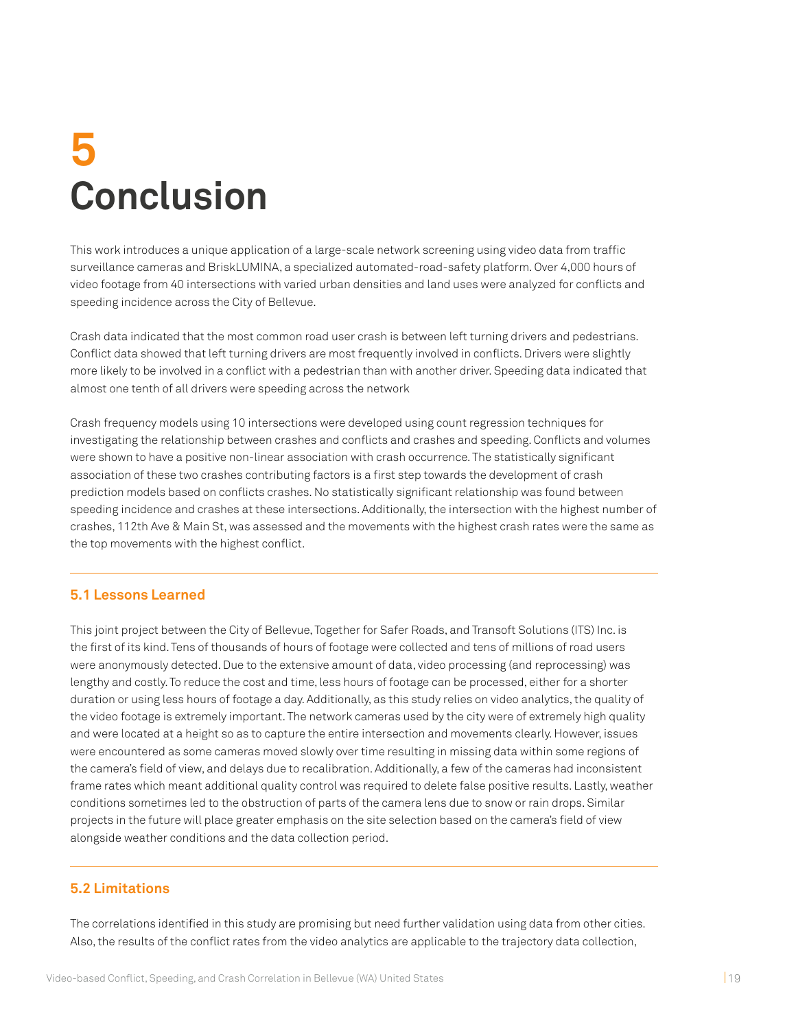# 5 Conclusion

This work introduces a unique application of a large-scale network screening using video data from traffic surveillance cameras and BriskLUMINA, a specialized automated-road-safety platform. Over 4,000 hours of video footage from 40 intersections with varied urban densities and land uses were analyzed for conflicts and speeding incidence across the City of Bellevue.

Crash data indicated that the most common road user crash is between left turning drivers and pedestrians. Conflict data showed that left turning drivers are most frequently involved in conflicts. Drivers were slightly more likely to be involved in a conflict with a pedestrian than with another driver. Speeding data indicated that almost one tenth of all drivers were speeding across the network

Crash frequency models using 10 intersections were developed using count regression techniques for investigating the relationship between crashes and conflicts and crashes and speeding. Conflicts and volumes were shown to have a positive non-linear association with crash occurrence. The statistically significant association of these two crashes contributing factors is a first step towards the development of crash prediction models based on conflicts crashes. No statistically significant relationship was found between speeding incidence and crashes at these intersections. Additionally, the intersection with the highest number of crashes, 112th Ave & Main St, was assessed and the movements with the highest crash rates were the same as the top movements with the highest conflict.

## 5.1 Lessons Learned

This joint project between the City of Bellevue, Together for Safer Roads, and Transoft Solutions (ITS) Inc. is the first of its kind. Tens of thousands of hours of footage were collected and tens of millions of road users were anonymously detected. Due to the extensive amount of data, video processing (and reprocessing) was lengthy and costly. To reduce the cost and time, less hours of footage can be processed, either for a shorter duration or using less hours of footage a day. Additionally, as this study relies on video analytics, the quality of the video footage is extremely important. The network cameras used by the city were of extremely high quality and were located at a height so as to capture the entire intersection and movements clearly. However, issues were encountered as some cameras moved slowly over time resulting in missing data within some regions of the camera's field of view, and delays due to recalibration. Additionally, a few of the cameras had inconsistent frame rates which meant additional quality control was required to delete false positive results. Lastly, weather conditions sometimes led to the obstruction of parts of the camera lens due to snow or rain drops. Similar projects in the future will place greater emphasis on the site selection based on the camera's field of view alongside weather conditions and the data collection period.

## 5.2 Limitations

The correlations identified in this study are promising but need further validation using data from other cities. Also, the results of the conflict rates from the video analytics are applicable to the trajectory data collection,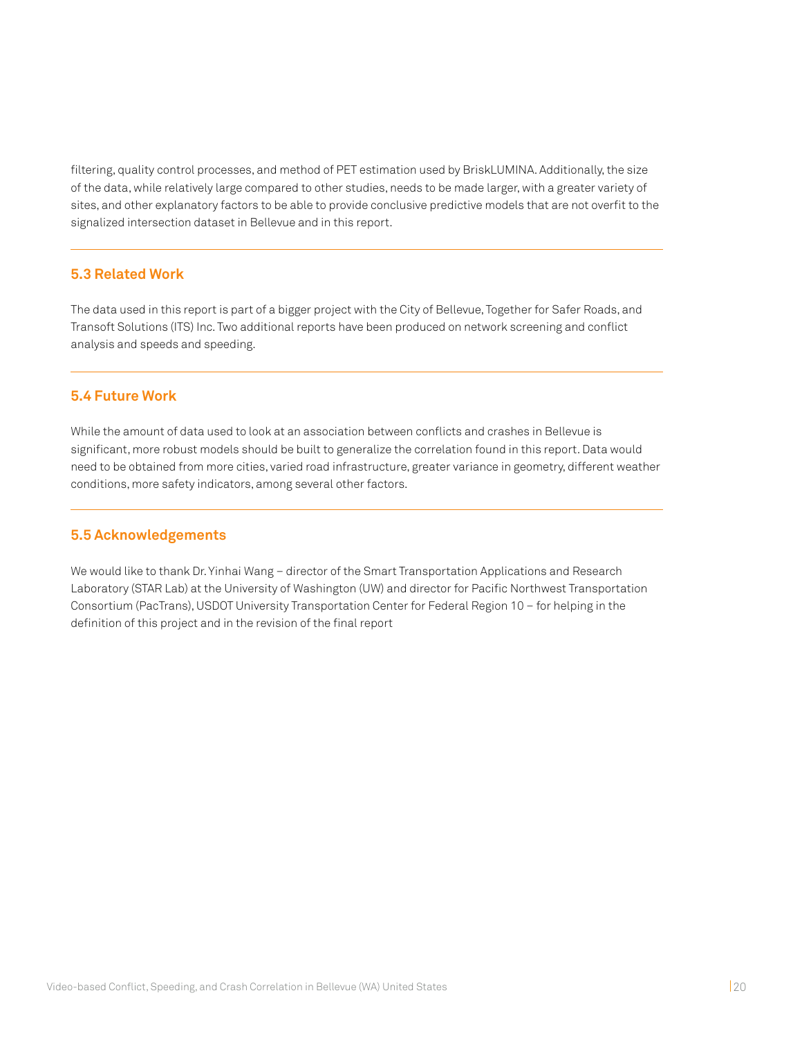filtering, quality control processes, and method of PET estimation used by BriskLUMINA. Additionally, the size of the data, while relatively large compared to other studies, needs to be made larger, with a greater variety of sites, and other explanatory factors to be able to provide conclusive predictive models that are not overfit to the signalized intersection dataset in Bellevue and in this report.

## 5.3 Related Work

The data used in this report is part of a bigger project with the City of Bellevue, Together for Safer Roads, and Transoft Solutions (ITS) Inc. Two additional reports have been produced on network screening and conflict analysis and speeds and speeding.

## 5.4 Future Work

While the amount of data used to look at an association between conflicts and crashes in Bellevue is significant, more robust models should be built to generalize the correlation found in this report. Data would need to be obtained from more cities, varied road infrastructure, greater variance in geometry, different weather conditions, more safety indicators, among several other factors.

## 5.5 Acknowledgements

We would like to thank Dr. Yinhai Wang – director of the Smart Transportation Applications and Research Laboratory (STAR Lab) at the University of Washington (UW) and director for Pacific Northwest Transportation Consortium (PacTrans), USDOT University Transportation Center for Federal Region 10 – for helping in the definition of this project and in the revision of the final report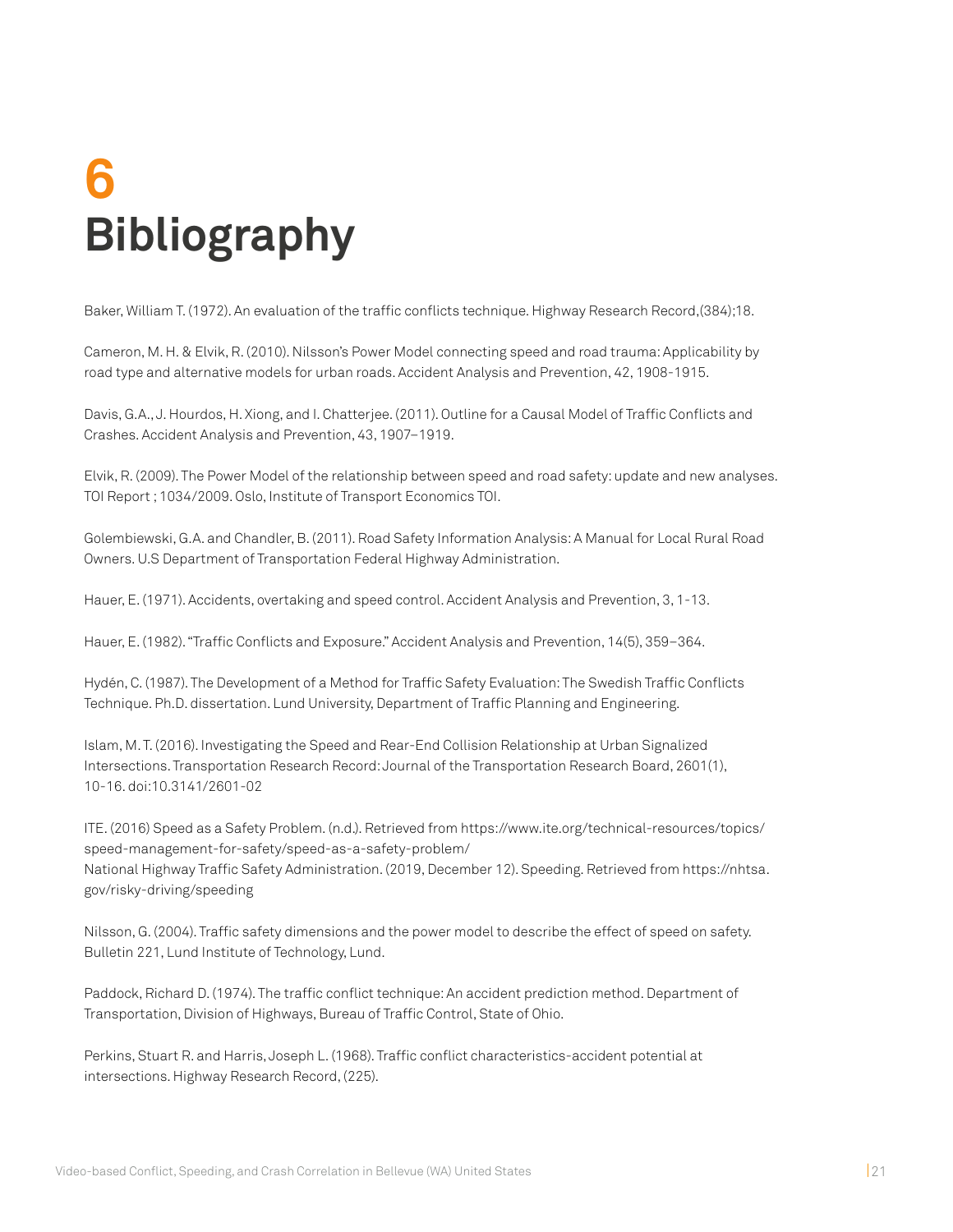# 6 Bibliography

Baker, William T. (1972). An evaluation of the traffic conflicts technique. Highway Research Record,(384);18.

Cameron, M. H. & Elvik, R. (2010). Nilsson's Power Model connecting speed and road trauma: Applicability by road type and alternative models for urban roads. Accident Analysis and Prevention, 42, 1908-1915.

Davis, G.A., J. Hourdos, H. Xiong, and I. Chatterjee. (2011). Outline for a Causal Model of Traffic Conflicts and Crashes. Accident Analysis and Prevention, 43, 1907–1919.

Elvik, R. (2009). The Power Model of the relationship between speed and road safety: update and new analyses. TOI Report ; 1034/2009. Oslo, Institute of Transport Economics TOI.

Golembiewski, G.A. and Chandler, B. (2011). Road Safety Information Analysis: A Manual for Local Rural Road Owners. U.S Department of Transportation Federal Highway Administration.

Hauer, E. (1971). Accidents, overtaking and speed control. Accident Analysis and Prevention, 3, 1-13.

Hauer, E. (1982). "Traffic Conflicts and Exposure." Accident Analysis and Prevention, 14(5), 359–364.

Hydén, C. (1987). The Development of a Method for Traffic Safety Evaluation: The Swedish Traffic Conflicts Technique. Ph.D. dissertation. Lund University, Department of Traffic Planning and Engineering.

Islam, M. T. (2016). Investigating the Speed and Rear-End Collision Relationship at Urban Signalized Intersections. Transportation Research Record: Journal of the Transportation Research Board, 2601(1), 10-16. doi:10.3141/2601-02

ITE. (2016) Speed as a Safety Problem. (n.d.). Retrieved from https://www.ite.org/technical-resources/topics/speed-management-for-safety/speed-as-a-safety-problem/
National Highway Traffic Safety Administration. (2019, December 12). Speeding. Retrieved from https://nhtsa.gov/risky-driving/speeding

Nilsson, G. (2004). Traffic safety dimensions and the power model to describe the effect of speed on safety. Bulletin 221, Lund Institute of Technology, Lund.

Paddock, Richard D. (1974). The traffic conflict technique: An accident prediction method. Department of Transportation, Division of Highways, Bureau of Traffic Control, State of Ohio.

Perkins, Stuart R. and Harris, Joseph L. (1968). Traffic conflict characteristics-accident potential at intersections. Highway Research Record, (225).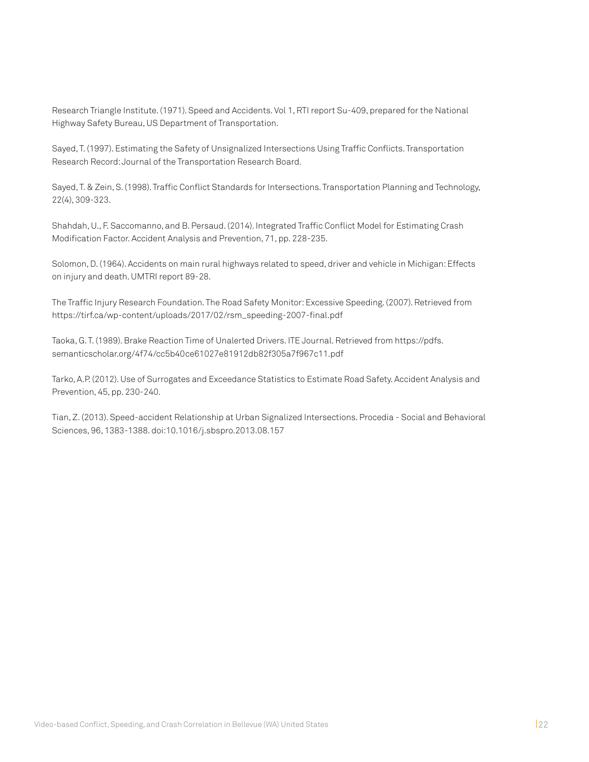Research Triangle Institute. (1971). Speed and Accidents. Vol 1, RTI report Su-409, prepared for the National Highway Safety Bureau, US Department of Transportation.

Sayed, T. (1997). Estimating the Safety of Unsignalized Intersections Using Traffic Conflicts. Transportation Research Record: Journal of the Transportation Research Board.

Sayed, T. & Zein, S. (1998). Traffic Conflict Standards for Intersections. Transportation Planning and Technology, 22(4), 309-323.

Shahdah, U., F. Saccomanno, and B. Persaud. (2014). Integrated Traffic Conflict Model for Estimating Crash Modification Factor. Accident Analysis and Prevention, 71, pp. 228-235.

Solomon, D. (1964). Accidents on main rural highways related to speed, driver and vehicle in Michigan: Effects on injury and death. UMTRI report 89-28.

The Traffic Injury Research Foundation. The Road Safety Monitor: Excessive Speeding. (2007). Retrieved from https://tirf.ca/wp-content/uploads/2017/02/rsm_speeding-2007-final.pdf

Taoka, G. T. (1989). Brake Reaction Time of Unalerted Drivers. ITE Journal. Retrieved from https://pdfs.semanticscholar.org/4f74/cc5b40ce61027e81912db82f305a7f967c11.pdf

Tarko, A.P. (2012). Use of Surrogates and Exceedance Statistics to Estimate Road Safety. Accident Analysis and Prevention, 45, pp. 230-240.

Tian, Z. (2013). Speed-accident Relationship at Urban Signalized Intersections. Procedia - Social and Behavioral Sciences, 96, 1383-1388. doi:10.1016/j.sbspro.2013.08.157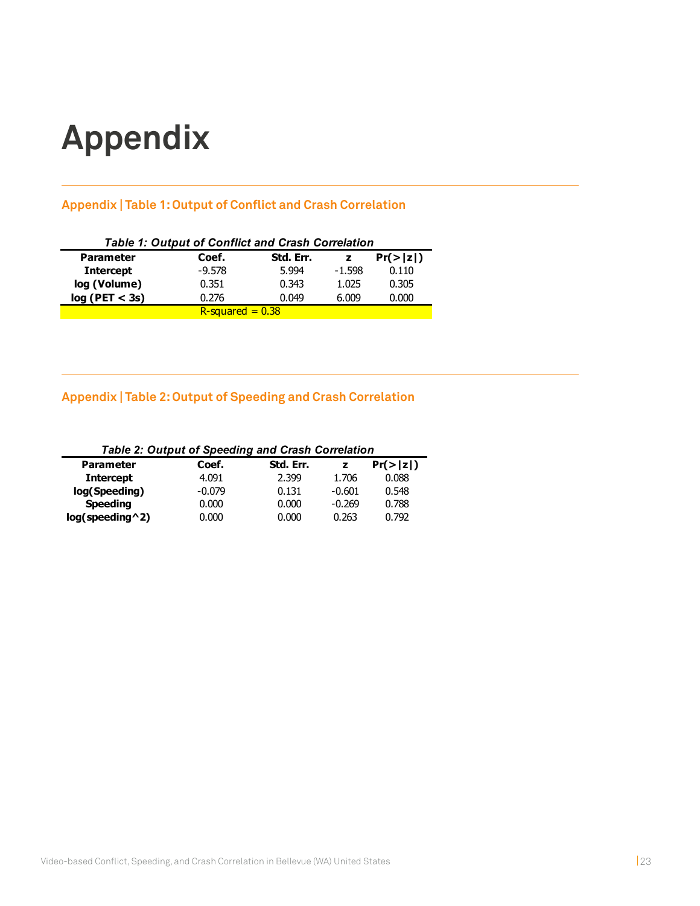# Appendix

## Appendix | Table 1: Output of Conflict and Crash Correlation

*Table 1: Output of Conflict and Crash Correlation*

| Parameter | Coef. | Std. Err. | z | Pr(>\|z\|) |
|---|---|---|---|---|
| **Intercept** | -9.578 | 5.994 | -1.598 | 0.110 |
| **log (Volume)** | 0.351 | 0.343 | 1.025 | 0.305 |
| **log (PET < 3s)** | 0.276 | 0.049 | 6.009 | 0.000 |
| | R-squared = 0.38 | | | |

## Appendix | Table 2: Output of Speeding and Crash Correlation

*Table 2: Output of Speeding and Crash Correlation*

| Parameter | Coef. | Std. Err. | z | Pr(>\|z\|) |
|---|---|---|---|---|
| **Intercept** | 4.091 | 2.399 | 1.706 | 0.088 |
| **log(Speeding)** | -0.079 | 0.131 | -0.601 | 0.548 |
| **Speeding** | 0.000 | 0.000 | -0.269 | 0.788 |
| **log(speeding^2)** | 0.000 | 0.000 | 0.263 | 0.792 |